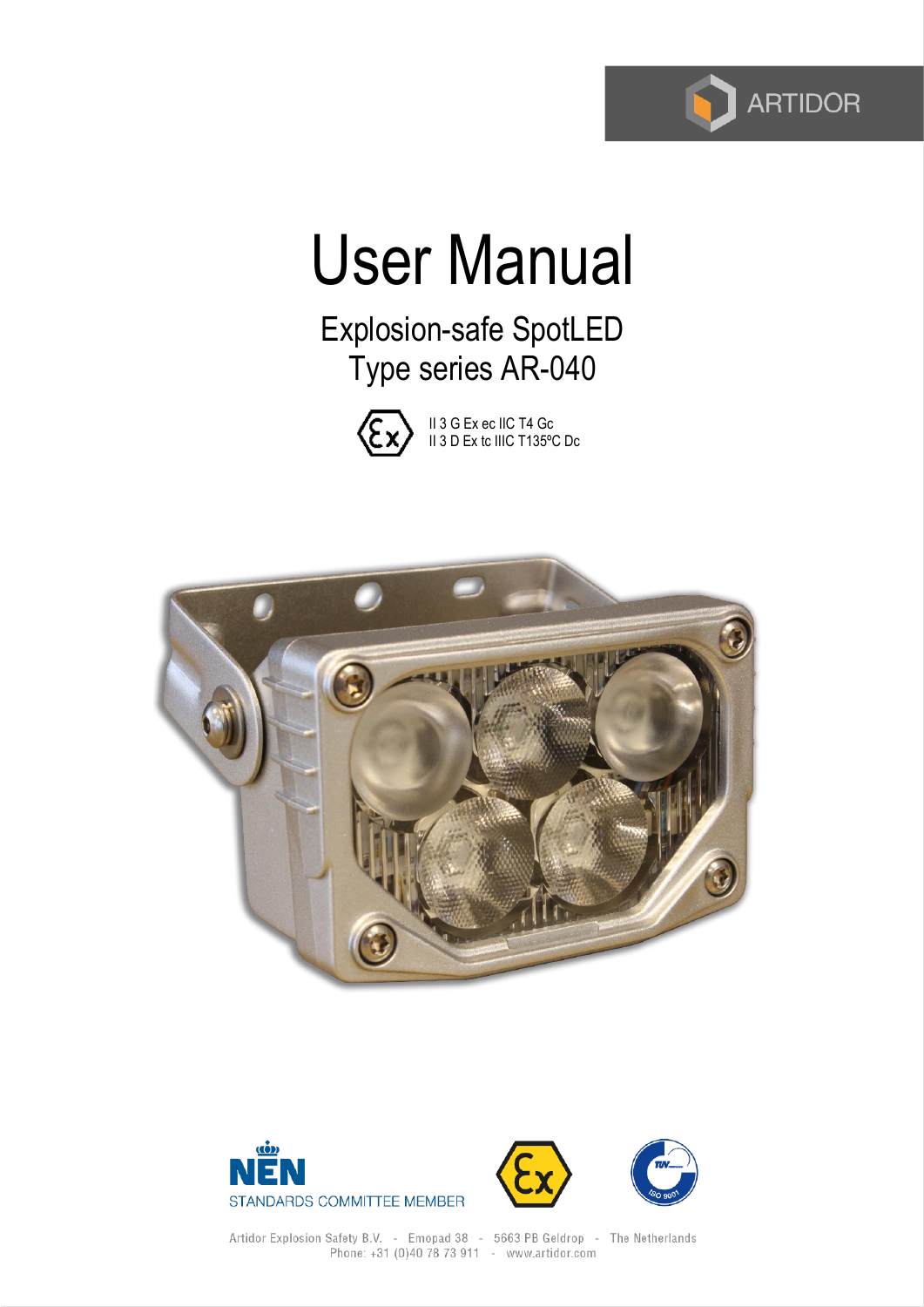ARTIDOR

# User Manual

## Explosion-safe SpotLED
## Type series AR-040

II 3 G Ex ec IIC T4 Gc
II 3 D Ex tc IIIC T135ºC Dc

NEN STANDARDS COMMITTEE MEMBER

Artidor Explosion Safety B.V. - Emopad 38 - 5663 PB Geldrop - The Netherlands
Phone: +31 (0)40 78 73 911 - www.artidor.com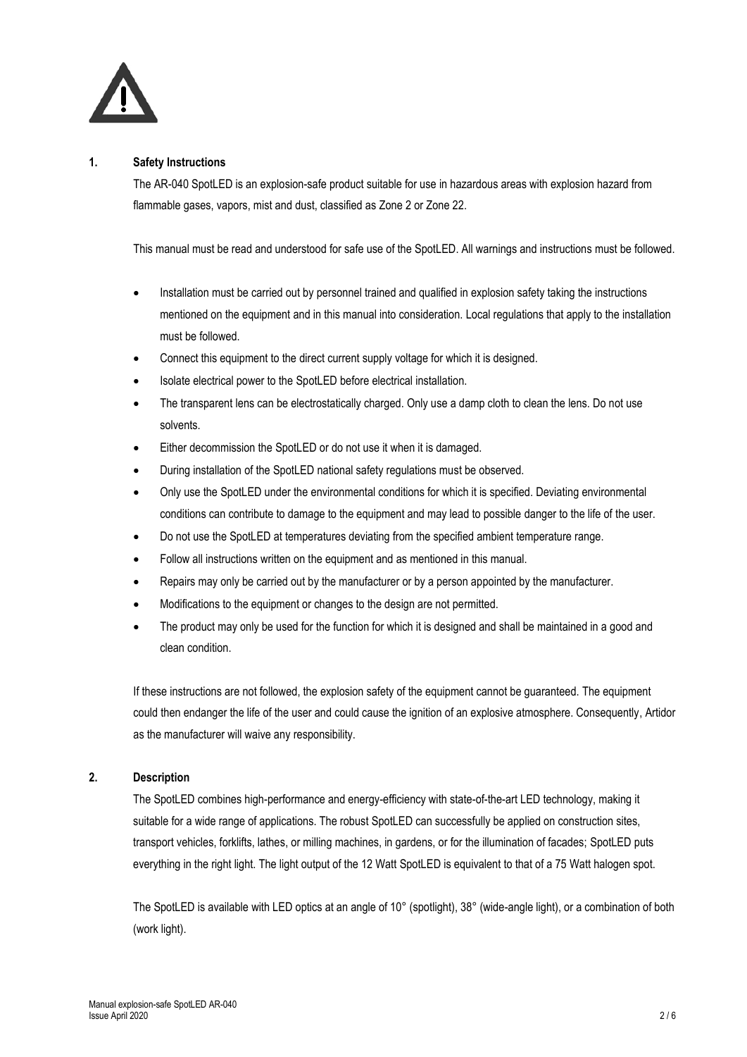## 1. Safety Instructions

The AR-040 SpotLED is an explosion-safe product suitable for use in hazardous areas with explosion hazard from flammable gases, vapors, mist and dust, classified as Zone 2 or Zone 22.

This manual must be read and understood for safe use of the SpotLED. All warnings and instructions must be followed.

- Installation must be carried out by personnel trained and qualified in explosion safety taking the instructions mentioned on the equipment and in this manual into consideration. Local regulations that apply to the installation must be followed.
- Connect this equipment to the direct current supply voltage for which it is designed.
- Isolate electrical power to the SpotLED before electrical installation.
- The transparent lens can be electrostatically charged. Only use a damp cloth to clean the lens. Do not use solvents.
- Either decommission the SpotLED or do not use it when it is damaged.
- During installation of the SpotLED national safety regulations must be observed.
- Only use the SpotLED under the environmental conditions for which it is specified. Deviating environmental conditions can contribute to damage to the equipment and may lead to possible danger to the life of the user.
- Do not use the SpotLED at temperatures deviating from the specified ambient temperature range.
- Follow all instructions written on the equipment and as mentioned in this manual.
- Repairs may only be carried out by the manufacturer or by a person appointed by the manufacturer.
- Modifications to the equipment or changes to the design are not permitted.
- The product may only be used for the function for which it is designed and shall be maintained in a good and clean condition.

If these instructions are not followed, the explosion safety of the equipment cannot be guaranteed. The equipment could then endanger the life of the user and could cause the ignition of an explosive atmosphere. Consequently, Artidor as the manufacturer will waive any responsibility.

## 2. Description

The SpotLED combines high-performance and energy-efficiency with state-of-the-art LED technology, making it suitable for a wide range of applications. The robust SpotLED can successfully be applied on construction sites, transport vehicles, forklifts, lathes, or milling machines, in gardens, or for the illumination of facades; SpotLED puts everything in the right light. The light output of the 12 Watt SpotLED is equivalent to that of a 75 Watt halogen spot.

The SpotLED is available with LED optics at an angle of 10° (spotlight), 38° (wide-angle light), or a combination of both (work light).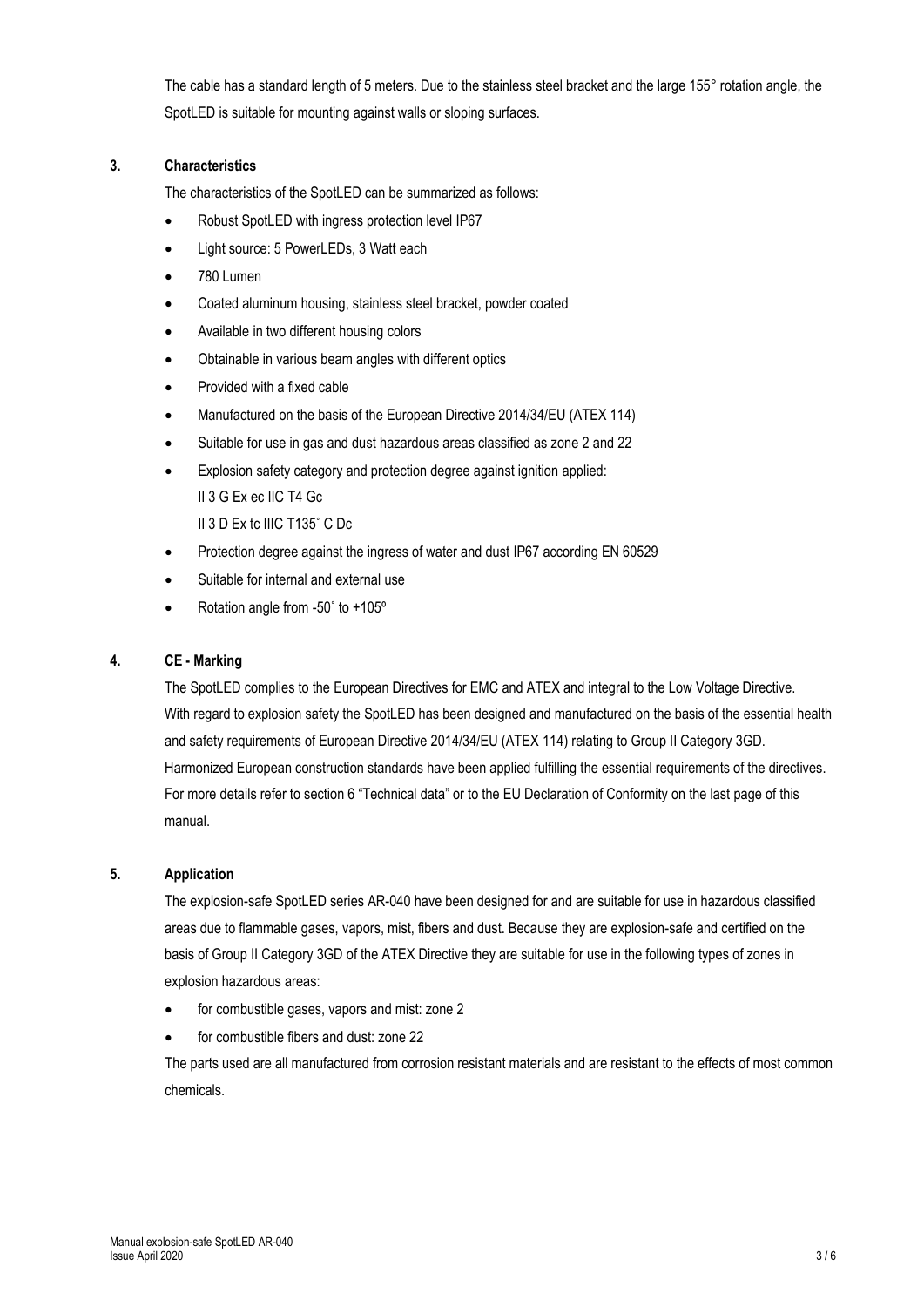The cable has a standard length of 5 meters. Due to the stainless steel bracket and the large 155° rotation angle, the SpotLED is suitable for mounting against walls or sloping surfaces.

## 3. Characteristics

The characteristics of the SpotLED can be summarized as follows:

- Robust SpotLED with ingress protection level IP67
- Light source: 5 PowerLEDs, 3 Watt each
- 780 Lumen
- Coated aluminum housing, stainless steel bracket, powder coated
- Available in two different housing colors
- Obtainable in various beam angles with different optics
- Provided with a fixed cable
- Manufactured on the basis of the European Directive 2014/34/EU (ATEX 114)
- Suitable for use in gas and dust hazardous areas classified as zone 2 and 22
- Explosion safety category and protection degree against ignition applied:
  II 3 G Ex ec IIC T4 Gc
  II 3 D Ex tc IIIC T135˚ C Dc
- Protection degree against the ingress of water and dust IP67 according EN 60529
- Suitable for internal and external use
- Rotation angle from -50˚ to +105º

## 4. CE - Marking

The SpotLED complies to the European Directives for EMC and ATEX and integral to the Low Voltage Directive. With regard to explosion safety the SpotLED has been designed and manufactured on the basis of the essential health and safety requirements of European Directive 2014/34/EU (ATEX 114) relating to Group II Category 3GD. Harmonized European construction standards have been applied fulfilling the essential requirements of the directives. For more details refer to section 6 "Technical data" or to the EU Declaration of Conformity on the last page of this manual.

## 5. Application

The explosion-safe SpotLED series AR-040 have been designed for and are suitable for use in hazardous classified areas due to flammable gases, vapors, mist, fibers and dust. Because they are explosion-safe and certified on the basis of Group II Category 3GD of the ATEX Directive they are suitable for use in the following types of zones in explosion hazardous areas:

- for combustible gases, vapors and mist: zone 2
- for combustible fibers and dust: zone 22

The parts used are all manufactured from corrosion resistant materials and are resistant to the effects of most common chemicals.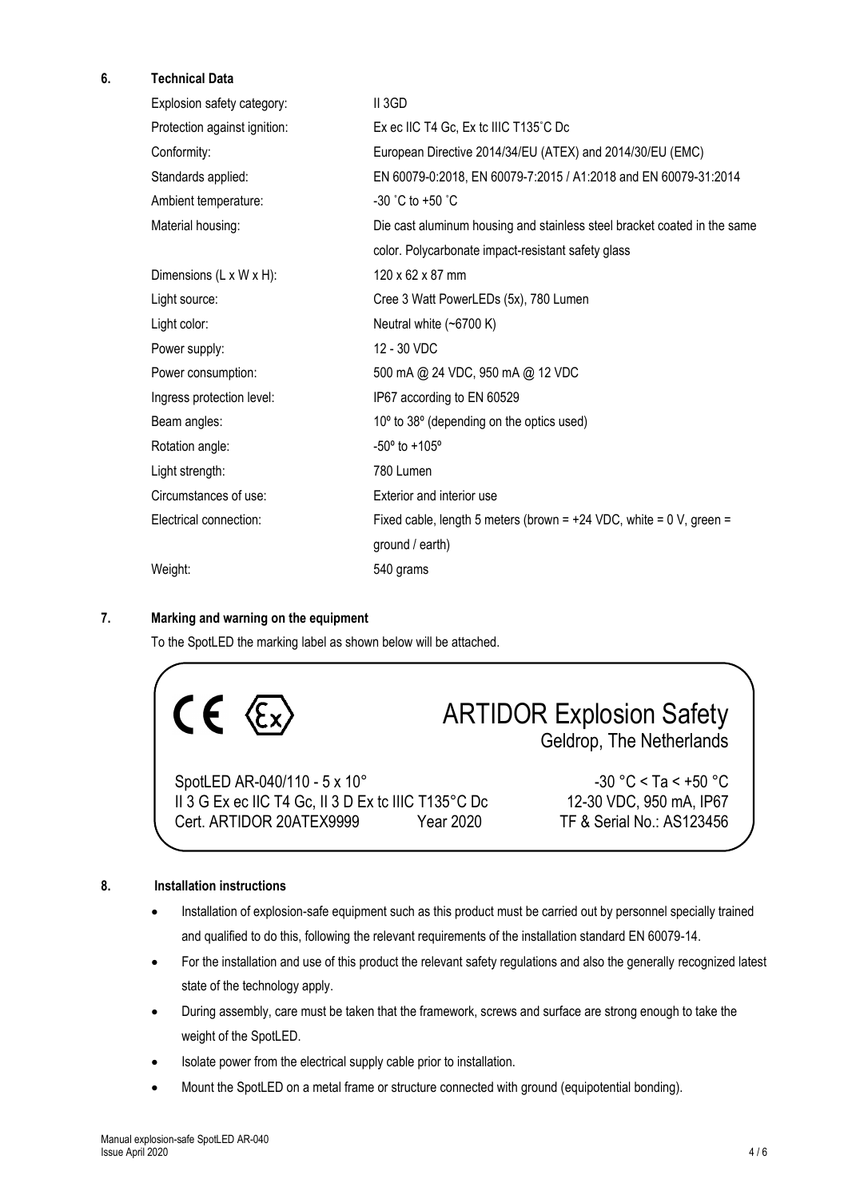## 6. Technical Data

| | |
|---|---|
| Explosion safety category: | II 3GD |
| Protection against ignition: | Ex ec IIC T4 Gc, Ex tc IIIC T135˚C Dc |
| Conformity: | European Directive 2014/34/EU (ATEX) and 2014/30/EU (EMC) |
| Standards applied: | EN 60079-0:2018, EN 60079-7:2015 / A1:2018 and EN 60079-31:2014 |
| Ambient temperature: | -30 ˚C to +50 ˚C |
| Material housing: | Die cast aluminum housing and stainless steel bracket coated in the same color. Polycarbonate impact-resistant safety glass |
| Dimensions (L x W x H): | 120 x 62 x 87 mm |
| Light source: | Cree 3 Watt PowerLEDs (5x), 780 Lumen |
| Light color: | Neutral white (~6700 K) |
| Power supply: | 12 - 30 VDC |
| Power consumption: | 500 mA @ 24 VDC, 950 mA @ 12 VDC |
| Ingress protection level: | IP67 according to EN 60529 |
| Beam angles: | 10º to 38º (depending on the optics used) |
| Rotation angle: | -50º to +105º |
| Light strength: | 780 Lumen |
| Circumstances of use: | Exterior and interior use |
| Electrical connection: | Fixed cable, length 5 meters (brown = +24 VDC, white = 0 V, green = ground / earth) |
| Weight: | 540 grams |

## 7. Marking and warning on the equipment

To the SpotLED the marking label as shown below will be attached.

CE Ex

ARTIDOR Explosion Safety
Geldrop, The Netherlands

SpotLED AR-040/110 - 5 x 10°
II 3 G Ex ec IIC T4 Gc, II 3 D Ex tc IIIC T135°C Dc
Cert. ARTIDOR 20ATEX9999 Year 2020

-30 °C < Ta < +50 °C
12-30 VDC, 950 mA, IP67
TF & Serial No.: AS123456

## 8. Installation instructions

- Installation of explosion-safe equipment such as this product must be carried out by personnel specially trained and qualified to do this, following the relevant requirements of the installation standard EN 60079-14.
- For the installation and use of this product the relevant safety regulations and also the generally recognized latest state of the technology apply.
- During assembly, care must be taken that the framework, screws and surface are strong enough to take the weight of the SpotLED.
- Isolate power from the electrical supply cable prior to installation.
- Mount the SpotLED on a metal frame or structure connected with ground (equipotential bonding).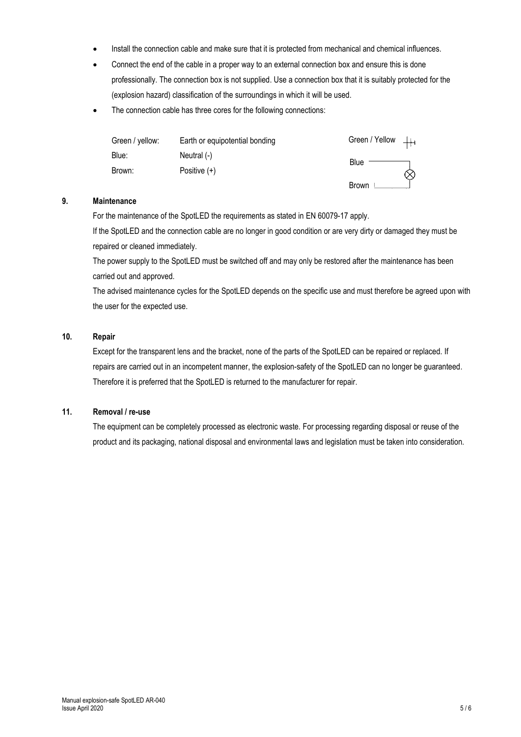- Install the connection cable and make sure that it is protected from mechanical and chemical influences.
- Connect the end of the cable in a proper way to an external connection box and ensure this is done professionally. The connection box is not supplied. Use a connection box that it is suitably protected for the (explosion hazard) classification of the surroundings in which it will be used.
- The connection cable has three cores for the following connections:

| | |
|---|---|
| Green / yellow: | Earth or equipotential bonding |
| Blue: | Neutral (-) |
| Brown: | Positive (+) |

Green / Yellow

Blue

Brown

## 9. Maintenance

For the maintenance of the SpotLED the requirements as stated in EN 60079-17 apply.

If the SpotLED and the connection cable are no longer in good condition or are very dirty or damaged they must be repaired or cleaned immediately.

The power supply to the SpotLED must be switched off and may only be restored after the maintenance has been carried out and approved.

The advised maintenance cycles for the SpotLED depends on the specific use and must therefore be agreed upon with the user for the expected use.

## 10. Repair

Except for the transparent lens and the bracket, none of the parts of the SpotLED can be repaired or replaced. If repairs are carried out in an incompetent manner, the explosion-safety of the SpotLED can no longer be guaranteed. Therefore it is preferred that the SpotLED is returned to the manufacturer for repair.

## 11. Removal / re-use

The equipment can be completely processed as electronic waste. For processing regarding disposal or reuse of the product and its packaging, national disposal and environmental laws and legislation must be taken into consideration.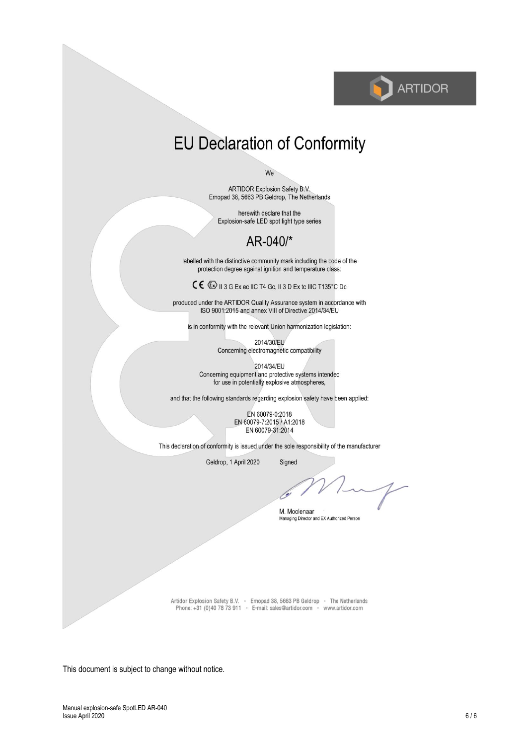ARTIDOR

# EU Declaration of Conformity

We

ARTIDOR Explosion Safety B.V.
Emopad 38, 5663 PB Geldrop, The Netherlands

herewith declare that the
Explosion-safe LED spot light type series

## AR-040/*

labelled with the distinctive community mark including the code of the
protection degree against ignition and temperature class:

CE Ex II 3 G Ex ec IIC T4 Gc, II 3 D Ex tc IIIC T135°C Dc

produced under the ARTIDOR Quality Assurance system in accordance with
ISO 9001:2015 and annex VIII of Directive 2014/34/EU

is in conformity with the relevant Union harmonization legislation:

2014/30/EU
Concerning electromagnetic compatibility

2014/34/EU
Concerning equipment and protective systems intended
for use in potentially explosive atmospheres,

and that the following standards regarding explosion safety have been applied:

EN 60079-0:2018
EN 60079-7:2015 / A1:2018
EN 60079-31:2014

This declaration of conformity is issued under the sole responsibility of the manufacturer

Geldrop, 1 April 2020 Signed

M. Moolenaar
Managing Director and EX Authorized Person

Artidor Explosion Safety B.V. - Emopad 38, 5663 PB Geldrop - The Netherlands
Phone: +31 (0)40 78 73 911 - E-mail: sales@artidor.com - www.artidor.com

This document is subject to change without notice.